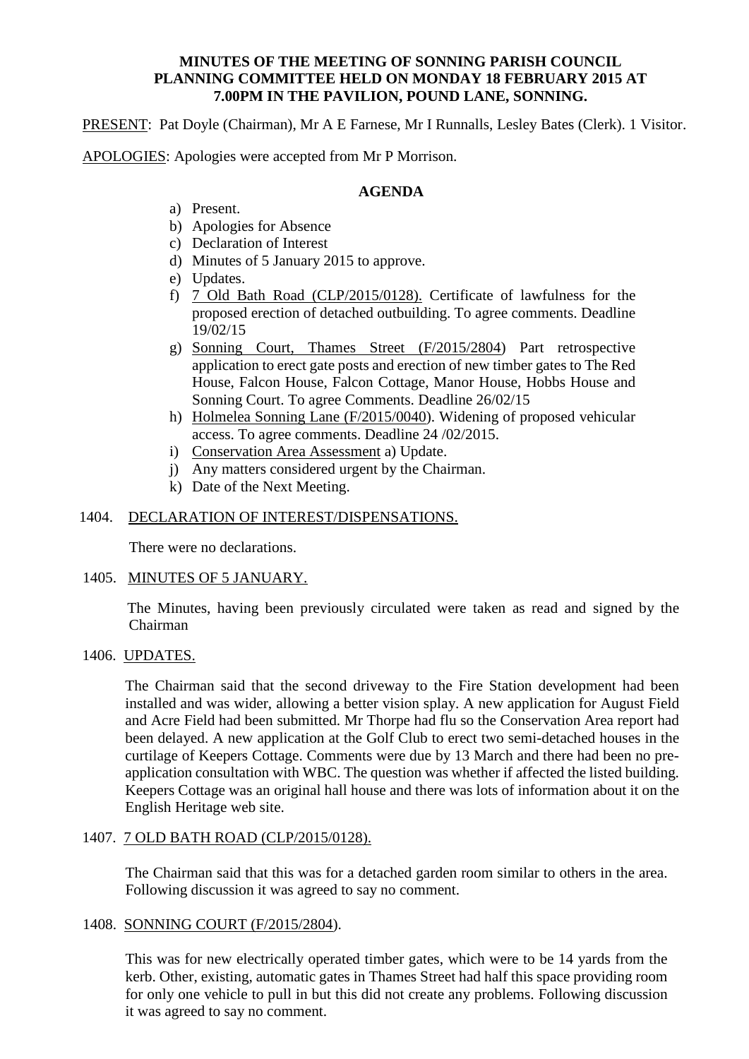**MINUTES OF THE MEETING OF SONNING PARISH COUNCIL PLANNING COMMITTEE HELD ON MONDAY 18 FEBRUARY 2015 AT 7.00PM IN THE PAVILION, POUND LANE, SONNING.**

PRESENT: Pat Doyle (Chairman), Mr A E Farnese, Mr I Runnalls, Lesley Bates (Clerk). 1 Visitor.

APOLOGIES: Apologies were accepted from Mr P Morrison.

## AGENDA

a) Present.
b) Apologies for Absence
c) Declaration of Interest
d) Minutes of 5 January 2015 to approve.
e) Updates.
f) 7 Old Bath Road (CLP/2015/0128). Certificate of lawfulness for the proposed erection of detached outbuilding. To agree comments. Deadline 19/02/15
g) Sonning Court, Thames Street (F/2015/2804) Part retrospective application to erect gate posts and erection of new timber gates to The Red House, Falcon House, Falcon Cottage, Manor House, Hobbs House and Sonning Court. To agree Comments. Deadline 26/02/15
h) Holmelea Sonning Lane (F/2015/0040). Widening of proposed vehicular access. To agree comments. Deadline 24 /02/2015.
i) Conservation Area Assessment a) Update.
j) Any matters considered urgent by the Chairman.
k) Date of the Next Meeting.

1404. DECLARATION OF INTEREST/DISPENSATIONS.

There were no declarations.

1405. MINUTES OF 5 JANUARY.

The Minutes, having been previously circulated were taken as read and signed by the Chairman

1406. UPDATES.

The Chairman said that the second driveway to the Fire Station development had been installed and was wider, allowing a better vision splay. A new application for August Field and Acre Field had been submitted. Mr Thorpe had flu so the Conservation Area report had been delayed. A new application at the Golf Club to erect two semi-detached houses in the curtilage of Keepers Cottage. Comments were due by 13 March and there had been no pre-application consultation with WBC. The question was whether if affected the listed building. Keepers Cottage was an original hall house and there was lots of information about it on the English Heritage web site.

1407. 7 OLD BATH ROAD (CLP/2015/0128).

The Chairman said that this was for a detached garden room similar to others in the area. Following discussion it was agreed to say no comment.

1408. SONNING COURT (F/2015/2804).

This was for new electrically operated timber gates, which were to be 14 yards from the kerb. Other, existing, automatic gates in Thames Street had half this space providing room for only one vehicle to pull in but this did not create any problems. Following discussion it was agreed to say no comment.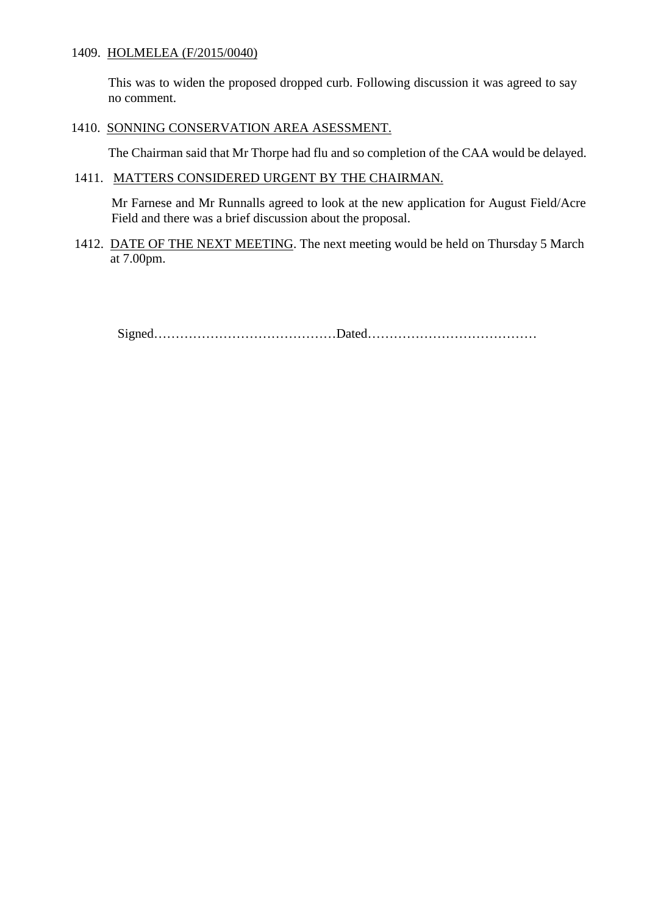1409. HOLMELEA (F/2015/0040)

This was to widen the proposed dropped curb. Following discussion it was agreed to say no comment.

1410. SONNING CONSERVATION AREA ASESSMENT.

The Chairman said that Mr Thorpe had flu and so completion of the CAA would be delayed.

1411. MATTERS CONSIDERED URGENT BY THE CHAIRMAN.

Mr Farnese and Mr Runnalls agreed to look at the new application for August Field/Acre Field and there was a brief discussion about the proposal.

1412. DATE OF THE NEXT MEETING. The next meeting would be held on Thursday 5 March at 7.00pm.

Signed……………………………………Dated…………………………………